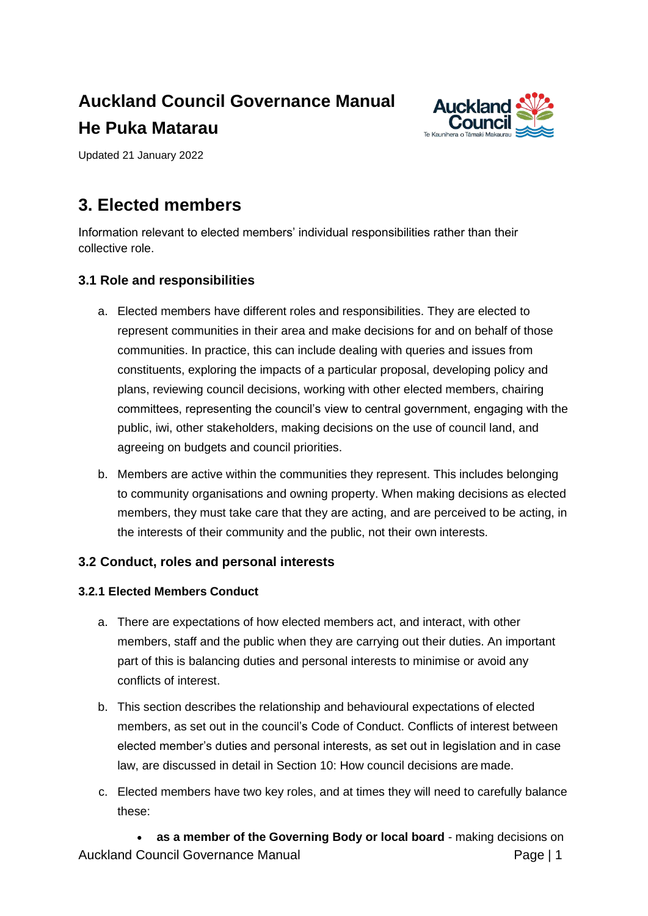# Auckland Council Governance Manual

# He Puka Matarau

Updated 21 January 2022

## 3. Elected members

Information relevant to elected members' individual responsibilities rather than their collective role.

### 3.1 Role and responsibilities

a. Elected members have different roles and responsibilities. They are elected to represent communities in their area and make decisions for and on behalf of those communities. In practice, this can include dealing with queries and issues from constituents, exploring the impacts of a particular proposal, developing policy and plans, reviewing council decisions, working with other elected members, chairing committees, representing the council's view to central government, engaging with the public, iwi, other stakeholders, making decisions on the use of council land, and agreeing on budgets and council priorities.

b. Members are active within the communities they represent. This includes belonging to community organisations and owning property. When making decisions as elected members, they must take care that they are acting, and are perceived to be acting, in the interests of their community and the public, not their own interests.

### 3.2 Conduct, roles and personal interests

#### 3.2.1 Elected Members Conduct

a. There are expectations of how elected members act, and interact, with other members, staff and the public when they are carrying out their duties. An important part of this is balancing duties and personal interests to minimise or avoid any conflicts of interest.

b. This section describes the relationship and behavioural expectations of elected members, as set out in the council's Code of Conduct. Conflicts of interest between elected member's duties and personal interests, as set out in legislation and in case law, are discussed in detail in Section 10: How council decisions are made.

c. Elected members have two key roles, and at times they will need to carefully balance these:

- **as a member of the Governing Body or local board** - making decisions on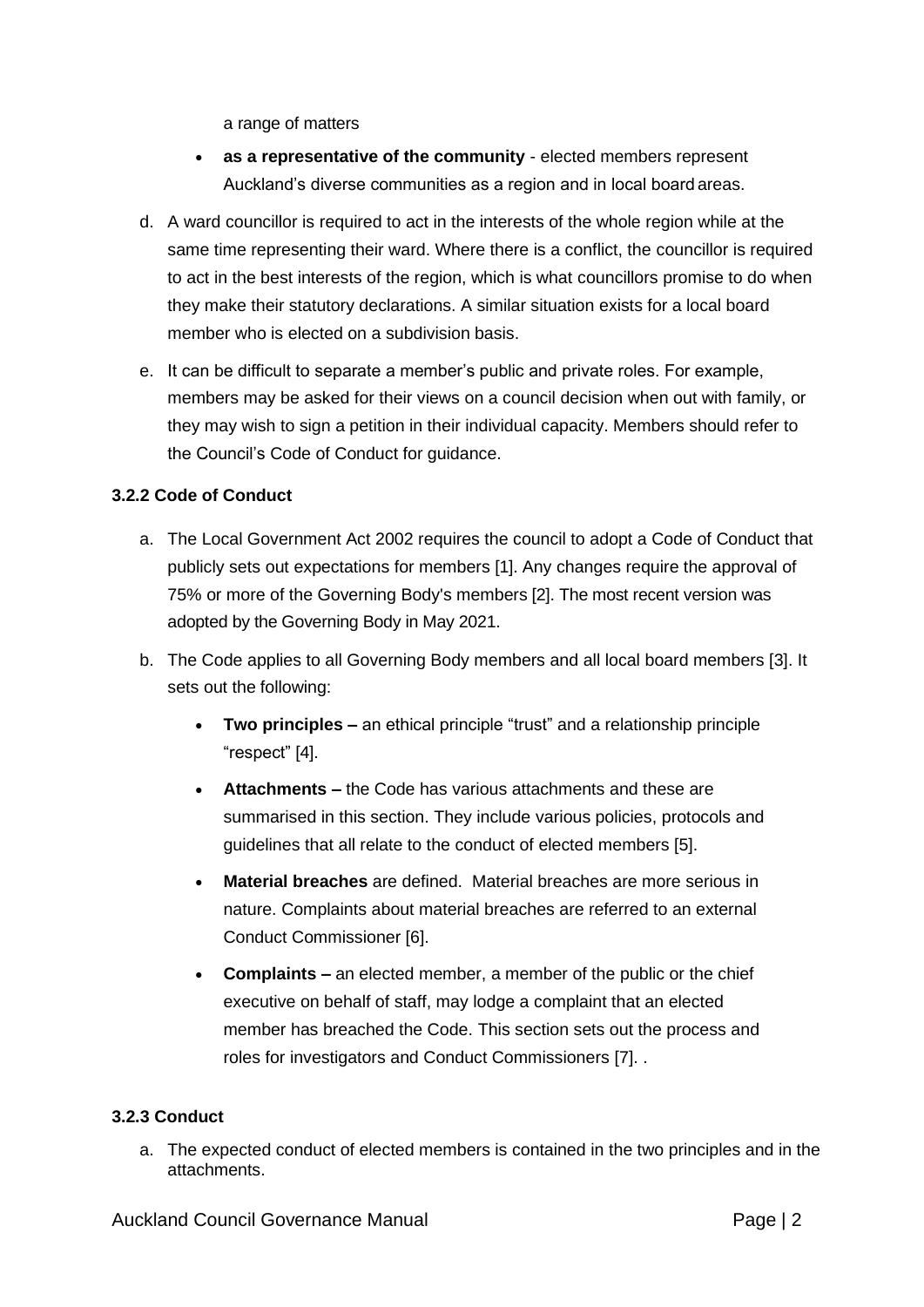a range of matters

- **as a representative of the community** - elected members represent Auckland's diverse communities as a region and in local board areas.

d. A ward councillor is required to act in the interests of the whole region while at the same time representing their ward. Where there is a conflict, the councillor is required to act in the best interests of the region, which is what councillors promise to do when they make their statutory declarations. A similar situation exists for a local board member who is elected on a subdivision basis.

e. It can be difficult to separate a member's public and private roles. For example, members may be asked for their views on a council decision when out with family, or they may wish to sign a petition in their individual capacity. Members should refer to the Council's Code of Conduct for guidance.

### 3.2.2 Code of Conduct

a. The Local Government Act 2002 requires the council to adopt a Code of Conduct that publicly sets out expectations for members [1]. Any changes require the approval of 75% or more of the Governing Body's members [2]. The most recent version was adopted by the Governing Body in May 2021.

b. The Code applies to all Governing Body members and all local board members [3]. It sets out the following:

   - **Two principles –** an ethical principle "trust" and a relationship principle "respect" [4].
   - **Attachments –** the Code has various attachments and these are summarised in this section. They include various policies, protocols and guidelines that all relate to the conduct of elected members [5].
   - **Material breaches** are defined. Material breaches are more serious in nature. Complaints about material breaches are referred to an external Conduct Commissioner [6].
   - **Complaints –** an elected member, a member of the public or the chief executive on behalf of staff, may lodge a complaint that an elected member has breached the Code. This section sets out the process and roles for investigators and Conduct Commissioners [7]. .

### 3.2.3 Conduct

a. The expected conduct of elected members is contained in the two principles and in the attachments.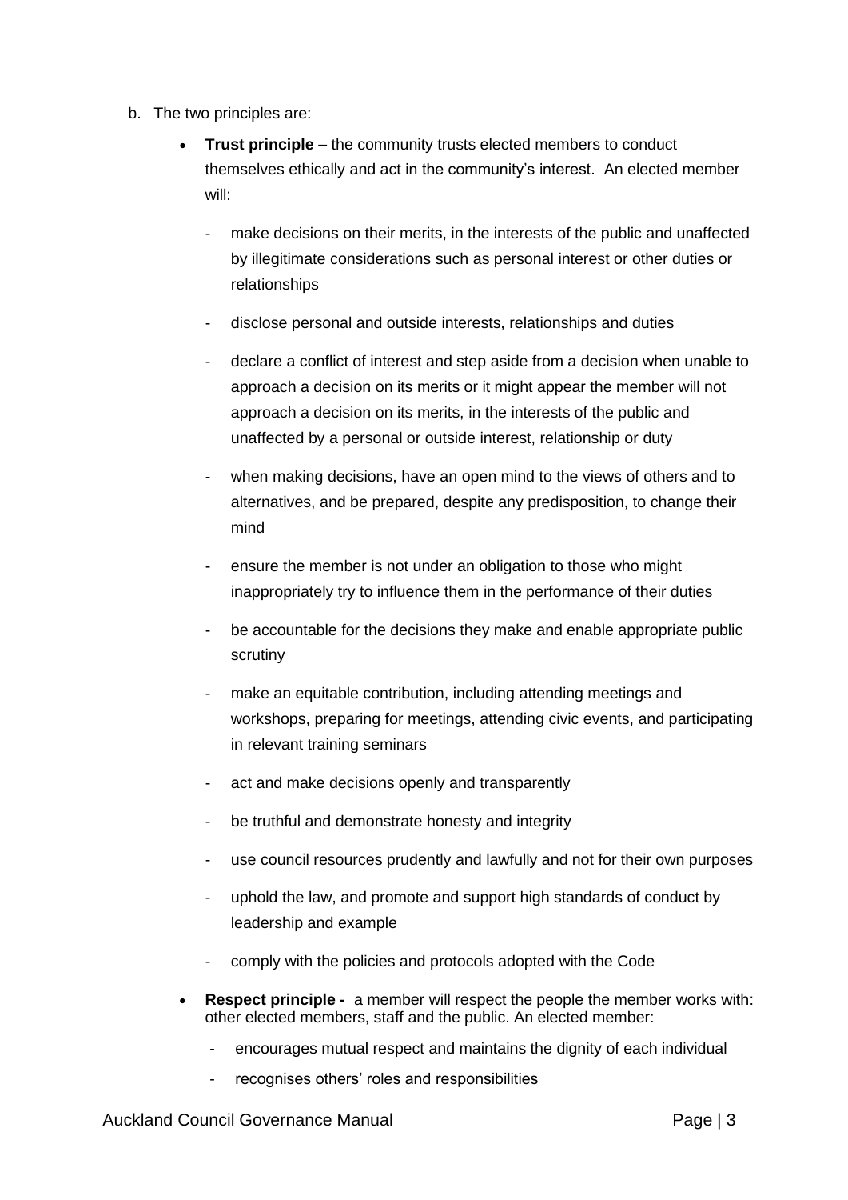b. The two principles are:

- **Trust principle –** the community trusts elected members to conduct themselves ethically and act in the community's interest. An elected member will:
    - make decisions on their merits, in the interests of the public and unaffected by illegitimate considerations such as personal interest or other duties or relationships
    - disclose personal and outside interests, relationships and duties
    - declare a conflict of interest and step aside from a decision when unable to approach a decision on its merits or it might appear the member will not approach a decision on its merits, in the interests of the public and unaffected by a personal or outside interest, relationship or duty
    - when making decisions, have an open mind to the views of others and to alternatives, and be prepared, despite any predisposition, to change their mind
    - ensure the member is not under an obligation to those who might inappropriately try to influence them in the performance of their duties
    - be accountable for the decisions they make and enable appropriate public scrutiny
    - make an equitable contribution, including attending meetings and workshops, preparing for meetings, attending civic events, and participating in relevant training seminars
    - act and make decisions openly and transparently
    - be truthful and demonstrate honesty and integrity
    - use council resources prudently and lawfully and not for their own purposes
    - uphold the law, and promote and support high standards of conduct by leadership and example
    - comply with the policies and protocols adopted with the Code
- **Respect principle -** a member will respect the people the member works with: other elected members, staff and the public. An elected member:
    - encourages mutual respect and maintains the dignity of each individual
    - recognises others' roles and responsibilities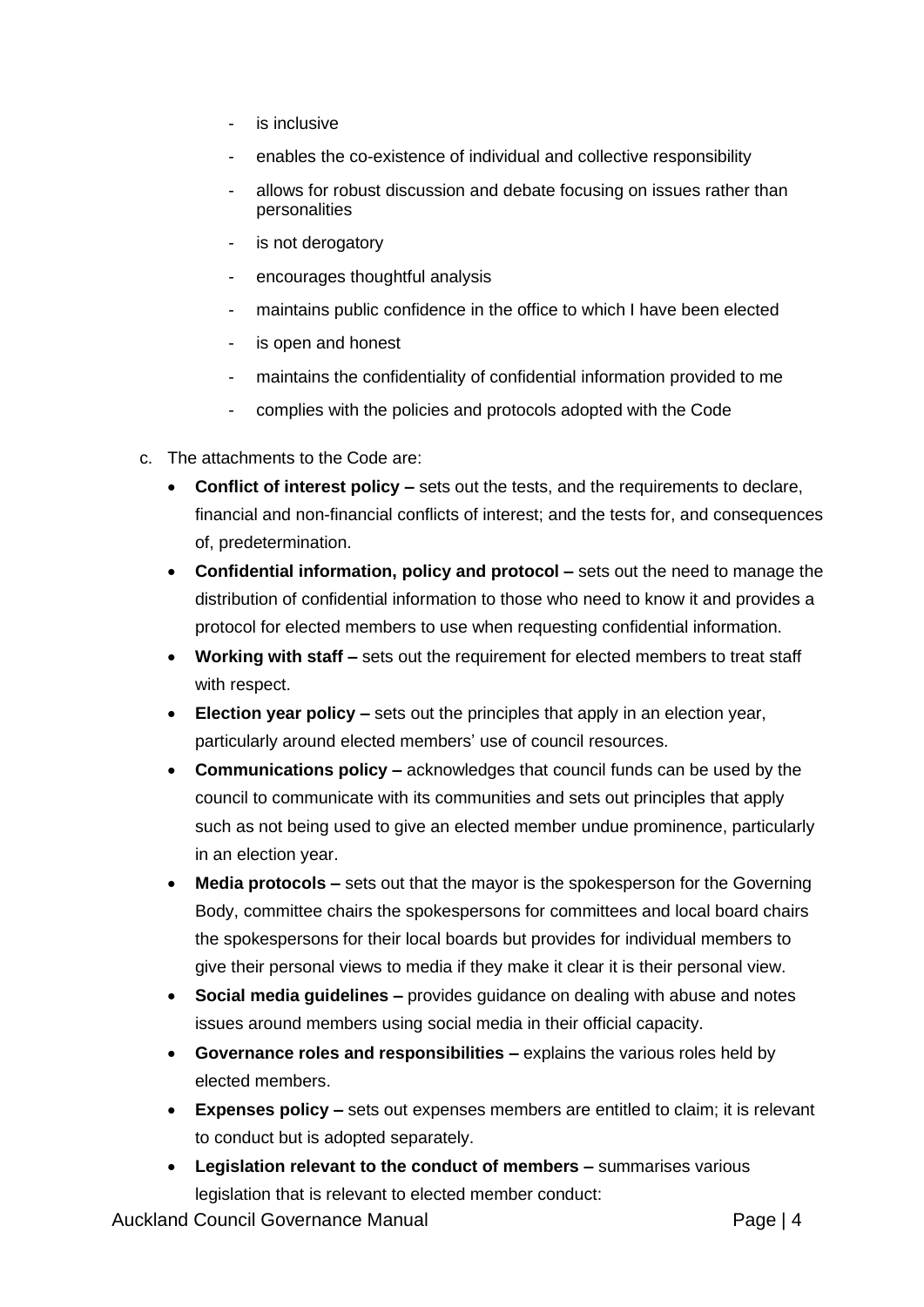- is inclusive
- enables the co-existence of individual and collective responsibility
- allows for robust discussion and debate focusing on issues rather than personalities
- is not derogatory
- encourages thoughtful analysis
- maintains public confidence in the office to which I have been elected
- is open and honest
- maintains the confidentiality of confidential information provided to me
- complies with the policies and protocols adopted with the Code

c. The attachments to the Code are:

- **Conflict of interest policy –** sets out the tests, and the requirements to declare, financial and non-financial conflicts of interest; and the tests for, and consequences of, predetermination.
- **Confidential information, policy and protocol –** sets out the need to manage the distribution of confidential information to those who need to know it and provides a protocol for elected members to use when requesting confidential information.
- **Working with staff –** sets out the requirement for elected members to treat staff with respect.
- **Election year policy –** sets out the principles that apply in an election year, particularly around elected members' use of council resources.
- **Communications policy –** acknowledges that council funds can be used by the council to communicate with its communities and sets out principles that apply such as not being used to give an elected member undue prominence, particularly in an election year.
- **Media protocols –** sets out that the mayor is the spokesperson for the Governing Body, committee chairs the spokespersons for committees and local board chairs the spokespersons for their local boards but provides for individual members to give their personal views to media if they make it clear it is their personal view.
- **Social media guidelines –** provides guidance on dealing with abuse and notes issues around members using social media in their official capacity.
- **Governance roles and responsibilities –** explains the various roles held by elected members.
- **Expenses policy –** sets out expenses members are entitled to claim; it is relevant to conduct but is adopted separately.
- **Legislation relevant to the conduct of members –** summarises various legislation that is relevant to elected member conduct: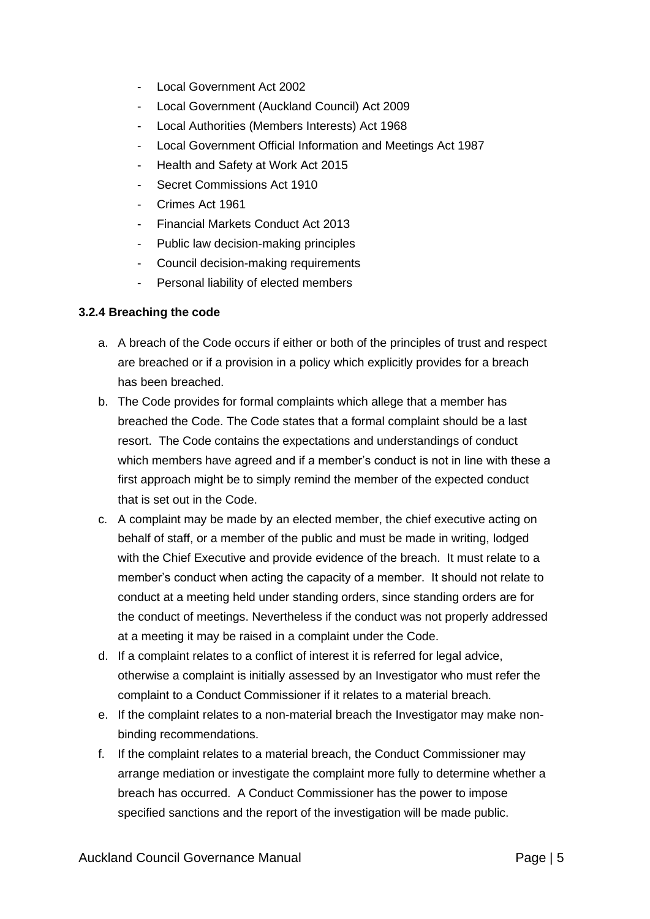- Local Government Act 2002
- Local Government (Auckland Council) Act 2009
- Local Authorities (Members Interests) Act 1968
- Local Government Official Information and Meetings Act 1987
- Health and Safety at Work Act 2015
- Secret Commissions Act 1910
- Crimes Act 1961
- Financial Markets Conduct Act 2013
- Public law decision-making principles
- Council decision-making requirements
- Personal liability of elected members

#### 3.2.4 Breaching the code

a. A breach of the Code occurs if either or both of the principles of trust and respect are breached or if a provision in a policy which explicitly provides for a breach has been breached.

b. The Code provides for formal complaints which allege that a member has breached the Code. The Code states that a formal complaint should be a last resort. The Code contains the expectations and understandings of conduct which members have agreed and if a member's conduct is not in line with these a first approach might be to simply remind the member of the expected conduct that is set out in the Code.

c. A complaint may be made by an elected member, the chief executive acting on behalf of staff, or a member of the public and must be made in writing, lodged with the Chief Executive and provide evidence of the breach. It must relate to a member's conduct when acting the capacity of a member. It should not relate to conduct at a meeting held under standing orders, since standing orders are for the conduct of meetings. Nevertheless if the conduct was not properly addressed at a meeting it may be raised in a complaint under the Code.

d. If a complaint relates to a conflict of interest it is referred for legal advice, otherwise a complaint is initially assessed by an Investigator who must refer the complaint to a Conduct Commissioner if it relates to a material breach.

e. If the complaint relates to a non-material breach the Investigator may make non-binding recommendations.

f. If the complaint relates to a material breach, the Conduct Commissioner may arrange mediation or investigate the complaint more fully to determine whether a breach has occurred. A Conduct Commissioner has the power to impose specified sanctions and the report of the investigation will be made public.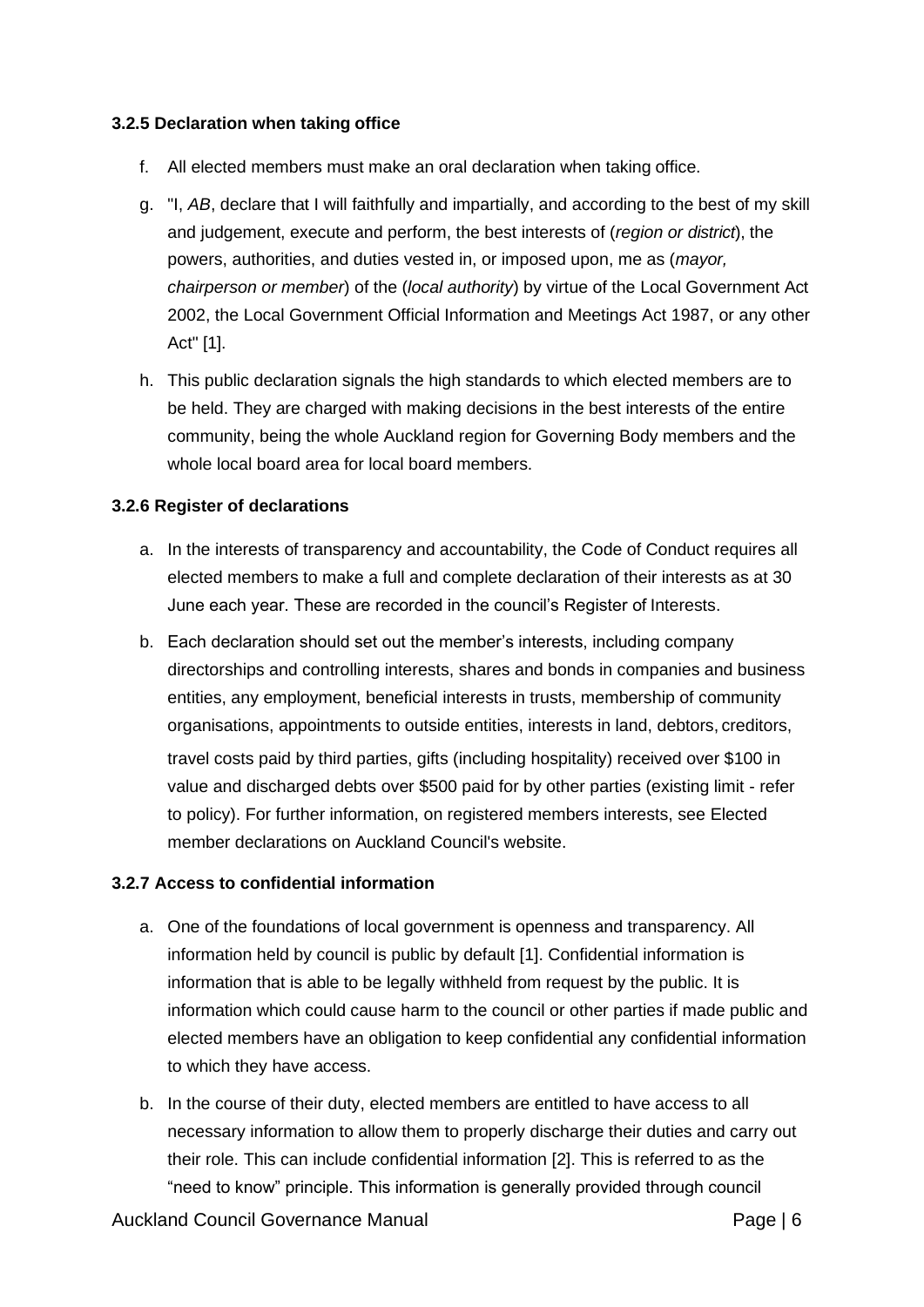#### 3.2.5 Declaration when taking office

f. All elected members must make an oral declaration when taking office.

g. "I, *AB*, declare that I will faithfully and impartially, and according to the best of my skill and judgement, execute and perform, the best interests of (*region or district*), the powers, authorities, and duties vested in, or imposed upon, me as (*mayor, chairperson or member*) of the (*local authority*) by virtue of the Local Government Act 2002, the Local Government Official Information and Meetings Act 1987, or any other Act" [1].

h. This public declaration signals the high standards to which elected members are to be held. They are charged with making decisions in the best interests of the entire community, being the whole Auckland region for Governing Body members and the whole local board area for local board members.

#### 3.2.6 Register of declarations

a. In the interests of transparency and accountability, the Code of Conduct requires all elected members to make a full and complete declaration of their interests as at 30 June each year. These are recorded in the council's Register of Interests.

b. Each declaration should set out the member's interests, including company directorships and controlling interests, shares and bonds in companies and business entities, any employment, beneficial interests in trusts, membership of community organisations, appointments to outside entities, interests in land, debtors, creditors, travel costs paid by third parties, gifts (including hospitality) received over $100 in value and discharged debts over $500 paid for by other parties (existing limit - refer to policy). For further information, on registered members interests, see Elected member declarations on Auckland Council's website.

#### 3.2.7 Access to confidential information

a. One of the foundations of local government is openness and transparency. All information held by council is public by default [1]. Confidential information is information that is able to be legally withheld from request by the public. It is information which could cause harm to the council or other parties if made public and elected members have an obligation to keep confidential any confidential information to which they have access.

b. In the course of their duty, elected members are entitled to have access to all necessary information to allow them to properly discharge their duties and carry out their role. This can include confidential information [2]. This is referred to as the "need to know" principle. This information is generally provided through council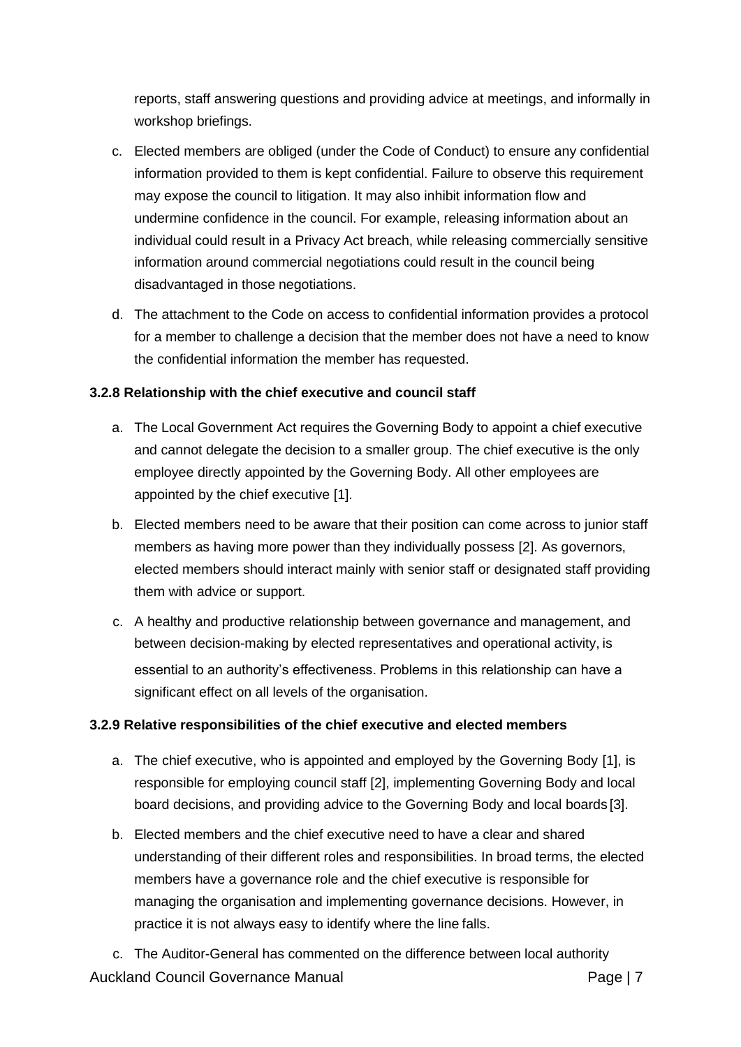reports, staff answering questions and providing advice at meetings, and informally in workshop briefings.

c. Elected members are obliged (under the Code of Conduct) to ensure any confidential information provided to them is kept confidential. Failure to observe this requirement may expose the council to litigation. It may also inhibit information flow and undermine confidence in the council. For example, releasing information about an individual could result in a Privacy Act breach, while releasing commercially sensitive information around commercial negotiations could result in the council being disadvantaged in those negotiations.

d. The attachment to the Code on access to confidential information provides a protocol for a member to challenge a decision that the member does not have a need to know the confidential information the member has requested.

**3.2.8 Relationship with the chief executive and council staff**

a. The Local Government Act requires the Governing Body to appoint a chief executive and cannot delegate the decision to a smaller group. The chief executive is the only employee directly appointed by the Governing Body. All other employees are appointed by the chief executive [1].

b. Elected members need to be aware that their position can come across to junior staff members as having more power than they individually possess [2]. As governors, elected members should interact mainly with senior staff or designated staff providing them with advice or support.

c. A healthy and productive relationship between governance and management, and between decision-making by elected representatives and operational activity, is essential to an authority's effectiveness. Problems in this relationship can have a significant effect on all levels of the organisation.

**3.2.9 Relative responsibilities of the chief executive and elected members**

a. The chief executive, who is appointed and employed by the Governing Body [1], is responsible for employing council staff [2], implementing Governing Body and local board decisions, and providing advice to the Governing Body and local boards [3].

b. Elected members and the chief executive need to have a clear and shared understanding of their different roles and responsibilities. In broad terms, the elected members have a governance role and the chief executive is responsible for managing the organisation and implementing governance decisions. However, in practice it is not always easy to identify where the line falls.

c. The Auditor-General has commented on the difference between local authority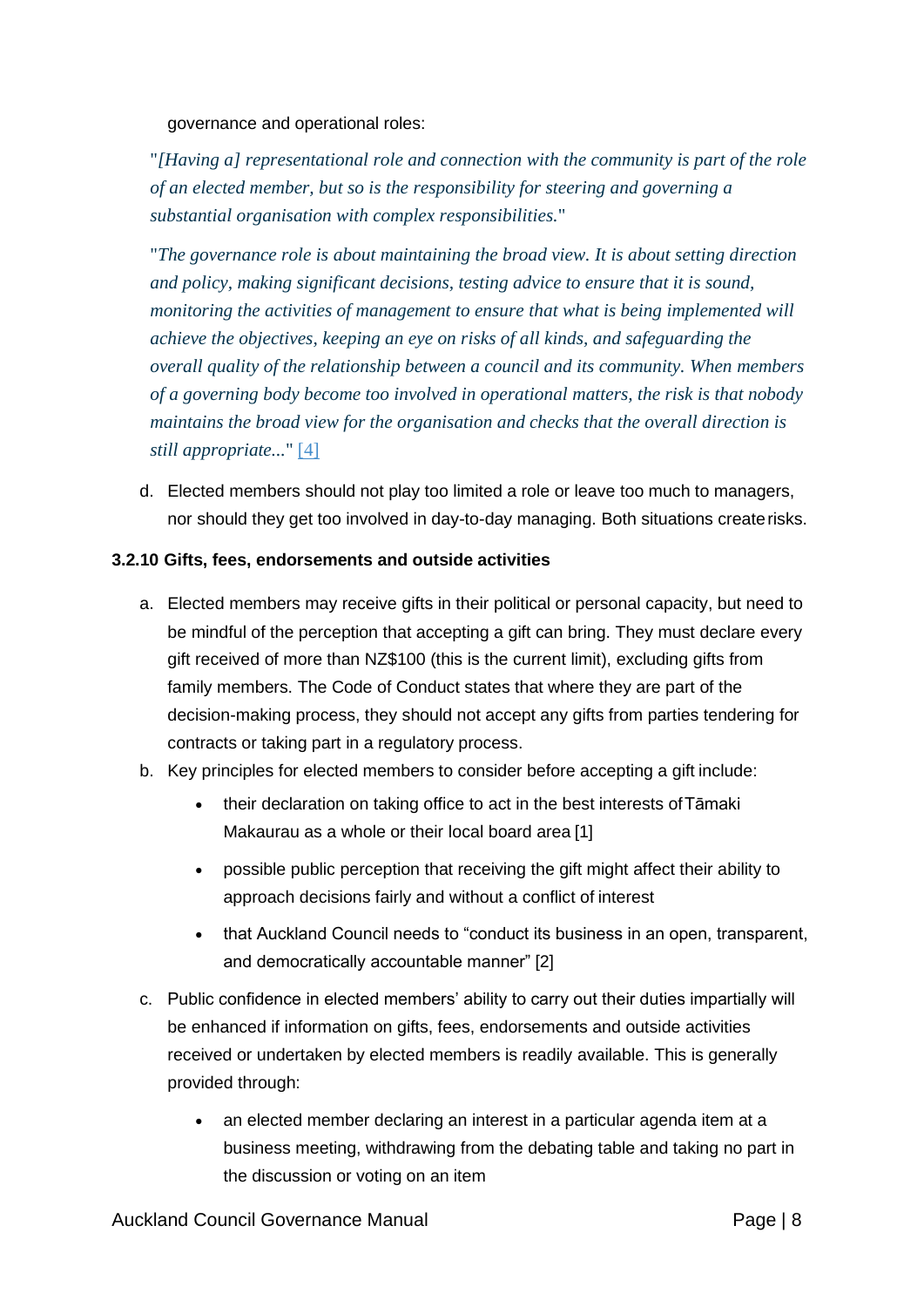governance and operational roles:

> "*[Having a] representational role and connection with the community is part of the role of an elected member, but so is the responsibility for steering and governing a substantial organisation with complex responsibilities.*"
>
> "*The governance role is about maintaining the broad view. It is about setting direction and policy, making significant decisions, testing advice to ensure that it is sound, monitoring the activities of management to ensure that what is being implemented will achieve the objectives, keeping an eye on risks of all kinds, and safeguarding the overall quality of the relationship between a council and its community. When members of a governing body become too involved in operational matters, the risk is that nobody maintains the broad view for the organisation and checks that the overall direction is still appropriate...*" [4]

d. Elected members should not play too limited a role or leave too much to managers, nor should they get too involved in day-to-day managing. Both situations create risks.

#### 3.2.10 Gifts, fees, endorsements and outside activities

a. Elected members may receive gifts in their political or personal capacity, but need to be mindful of the perception that accepting a gift can bring. They must declare every gift received of more than NZ$100 (this is the current limit), excluding gifts from family members. The Code of Conduct states that where they are part of the decision-making process, they should not accept any gifts from parties tendering for contracts or taking part in a regulatory process.

b. Key principles for elected members to consider before accepting a gift include:

   - their declaration on taking office to act in the best interests of Tāmaki Makaurau as a whole or their local board area [1]
   - possible public perception that receiving the gift might affect their ability to approach decisions fairly and without a conflict of interest
   - that Auckland Council needs to "conduct its business in an open, transparent, and democratically accountable manner" [2]

c. Public confidence in elected members' ability to carry out their duties impartially will be enhanced if information on gifts, fees, endorsements and outside activities received or undertaken by elected members is readily available. This is generally provided through:

   - an elected member declaring an interest in a particular agenda item at a business meeting, withdrawing from the debating table and taking no part in the discussion or voting on an item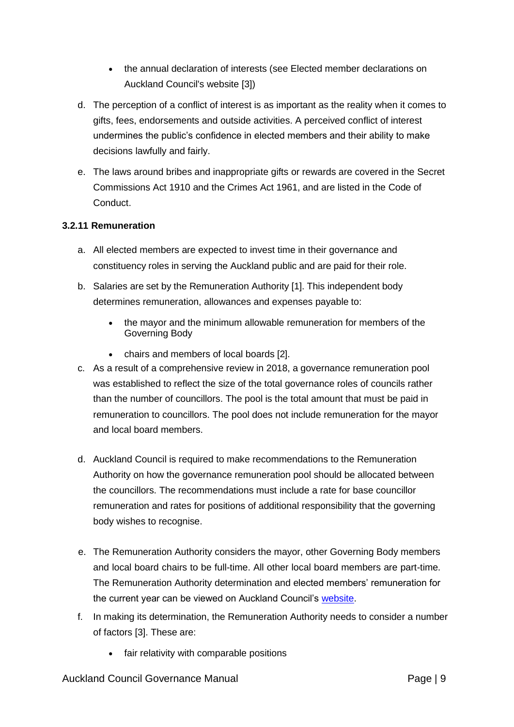- the annual declaration of interests (see Elected member declarations on Auckland Council's website [3])

d. The perception of a conflict of interest is as important as the reality when it comes to gifts, fees, endorsements and outside activities. A perceived conflict of interest undermines the public's confidence in elected members and their ability to make decisions lawfully and fairly.

e. The laws around bribes and inappropriate gifts or rewards are covered in the Secret Commissions Act 1910 and the Crimes Act 1961, and are listed in the Code of Conduct.

### 3.2.11 Remuneration

a. All elected members are expected to invest time in their governance and constituency roles in serving the Auckland public and are paid for their role.

b. Salaries are set by the Remuneration Authority [1]. This independent body determines remuneration, allowances and expenses payable to:

   - the mayor and the minimum allowable remuneration for members of the Governing Body
   - chairs and members of local boards [2].

c. As a result of a comprehensive review in 2018, a governance remuneration pool was established to reflect the size of the total governance roles of councils rather than the number of councillors. The pool is the total amount that must be paid in remuneration to councillors. The pool does not include remuneration for the mayor and local board members.

d. Auckland Council is required to make recommendations to the Remuneration Authority on how the governance remuneration pool should be allocated between the councillors. The recommendations must include a rate for base councillor remuneration and rates for positions of additional responsibility that the governing body wishes to recognise.

e. The Remuneration Authority considers the mayor, other Governing Body members and local board chairs to be full-time. All other local board members are part-time. The Remuneration Authority determination and elected members' remuneration for the current year can be viewed on Auckland Council's website.

f. In making its determination, the Remuneration Authority needs to consider a number of factors [3]. These are:

   - fair relativity with comparable positions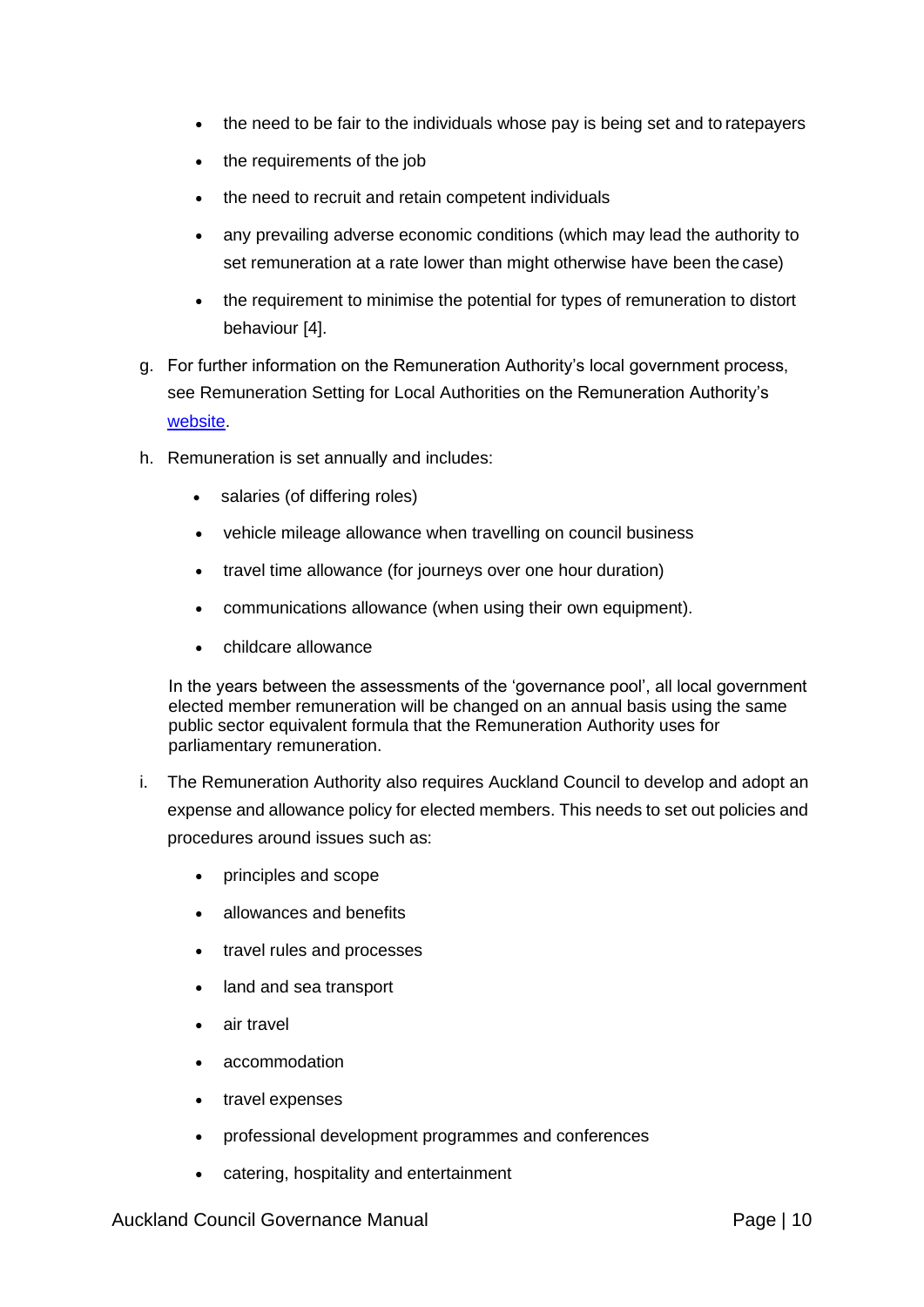- the need to be fair to the individuals whose pay is being set and to ratepayers
- the requirements of the job
- the need to recruit and retain competent individuals
- any prevailing adverse economic conditions (which may lead the authority to set remuneration at a rate lower than might otherwise have been the case)
- the requirement to minimise the potential for types of remuneration to distort behaviour [4].

g. For further information on the Remuneration Authority's local government process, see Remuneration Setting for Local Authorities on the Remuneration Authority's website.

h. Remuneration is set annually and includes:

   - salaries (of differing roles)
   - vehicle mileage allowance when travelling on council business
   - travel time allowance (for journeys over one hour duration)
   - communications allowance (when using their own equipment).
   - childcare allowance

   In the years between the assessments of the 'governance pool', all local government elected member remuneration will be changed on an annual basis using the same public sector equivalent formula that the Remuneration Authority uses for parliamentary remuneration.

i. The Remuneration Authority also requires Auckland Council to develop and adopt an expense and allowance policy for elected members. This needs to set out policies and procedures around issues such as:

   - principles and scope
   - allowances and benefits
   - travel rules and processes
   - land and sea transport
   - air travel
   - accommodation
   - travel expenses
   - professional development programmes and conferences
   - catering, hospitality and entertainment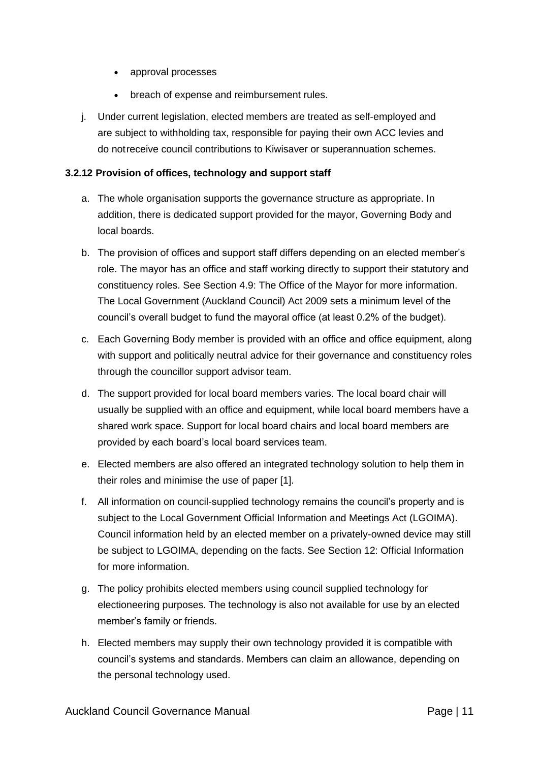- approval processes
- breach of expense and reimbursement rules.

j. Under current legislation, elected members are treated as self-employed and are subject to withholding tax, responsible for paying their own ACC levies and do notreceive council contributions to Kiwisaver or superannuation schemes.

#### 3.2.12 Provision of offices, technology and support staff

a. The whole organisation supports the governance structure as appropriate. In addition, there is dedicated support provided for the mayor, Governing Body and local boards.

b. The provision of offices and support staff differs depending on an elected member's role. The mayor has an office and staff working directly to support their statutory and constituency roles. See Section 4.9: The Office of the Mayor for more information. The Local Government (Auckland Council) Act 2009 sets a minimum level of the council's overall budget to fund the mayoral office (at least 0.2% of the budget).

c. Each Governing Body member is provided with an office and office equipment, along with support and politically neutral advice for their governance and constituency roles through the councillor support advisor team.

d. The support provided for local board members varies. The local board chair will usually be supplied with an office and equipment, while local board members have a shared work space. Support for local board chairs and local board members are provided by each board's local board services team.

e. Elected members are also offered an integrated technology solution to help them in their roles and minimise the use of paper [1].

f. All information on council-supplied technology remains the council's property and is subject to the Local Government Official Information and Meetings Act (LGOIMA). Council information held by an elected member on a privately-owned device may still be subject to LGOIMA, depending on the facts. See Section 12: Official Information for more information.

g. The policy prohibits elected members using council supplied technology for electioneering purposes. The technology is also not available for use by an elected member's family or friends.

h. Elected members may supply their own technology provided it is compatible with council's systems and standards. Members can claim an allowance, depending on the personal technology used.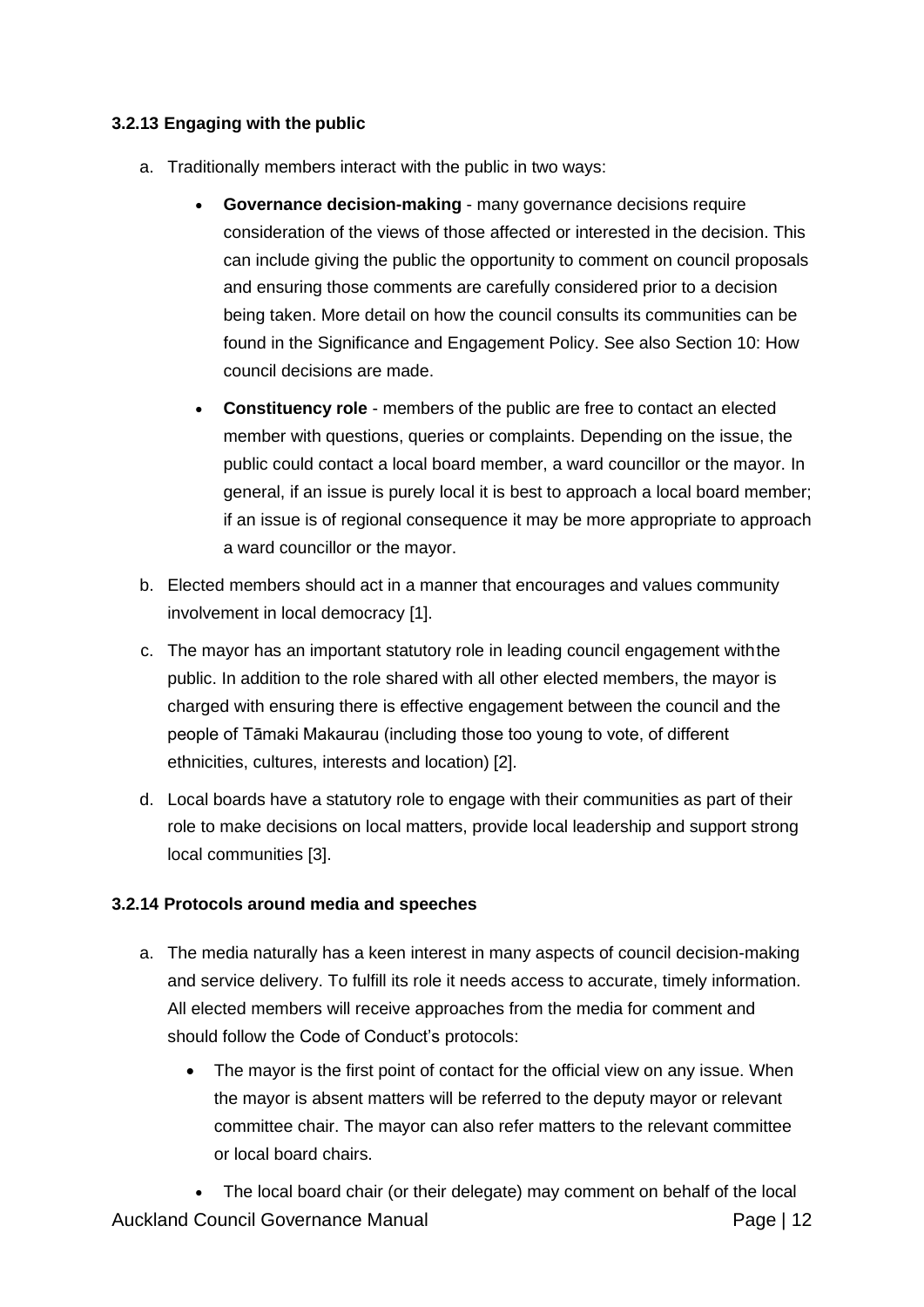#### 3.2.13 Engaging with the public

a. Traditionally members interact with the public in two ways:

   - **Governance decision-making** - many governance decisions require consideration of the views of those affected or interested in the decision. This can include giving the public the opportunity to comment on council proposals and ensuring those comments are carefully considered prior to a decision being taken. More detail on how the council consults its communities can be found in the Significance and Engagement Policy. See also Section 10: How council decisions are made.
   - **Constituency role** - members of the public are free to contact an elected member with questions, queries or complaints. Depending on the issue, the public could contact a local board member, a ward councillor or the mayor. In general, if an issue is purely local it is best to approach a local board member; if an issue is of regional consequence it may be more appropriate to approach a ward councillor or the mayor.

b. Elected members should act in a manner that encourages and values community involvement in local democracy [1].

c. The mayor has an important statutory role in leading council engagement with the public. In addition to the role shared with all other elected members, the mayor is charged with ensuring there is effective engagement between the council and the people of Tāmaki Makaurau (including those too young to vote, of different ethnicities, cultures, interests and location) [2].

d. Local boards have a statutory role to engage with their communities as part of their role to make decisions on local matters, provide local leadership and support strong local communities [3].

#### 3.2.14 Protocols around media and speeches

a. The media naturally has a keen interest in many aspects of council decision-making and service delivery. To fulfill its role it needs access to accurate, timely information. All elected members will receive approaches from the media for comment and should follow the Code of Conduct's protocols:

   - The mayor is the first point of contact for the official view on any issue. When the mayor is absent matters will be referred to the deputy mayor or relevant committee chair. The mayor can also refer matters to the relevant committee or local board chairs.
   - The local board chair (or their delegate) may comment on behalf of the local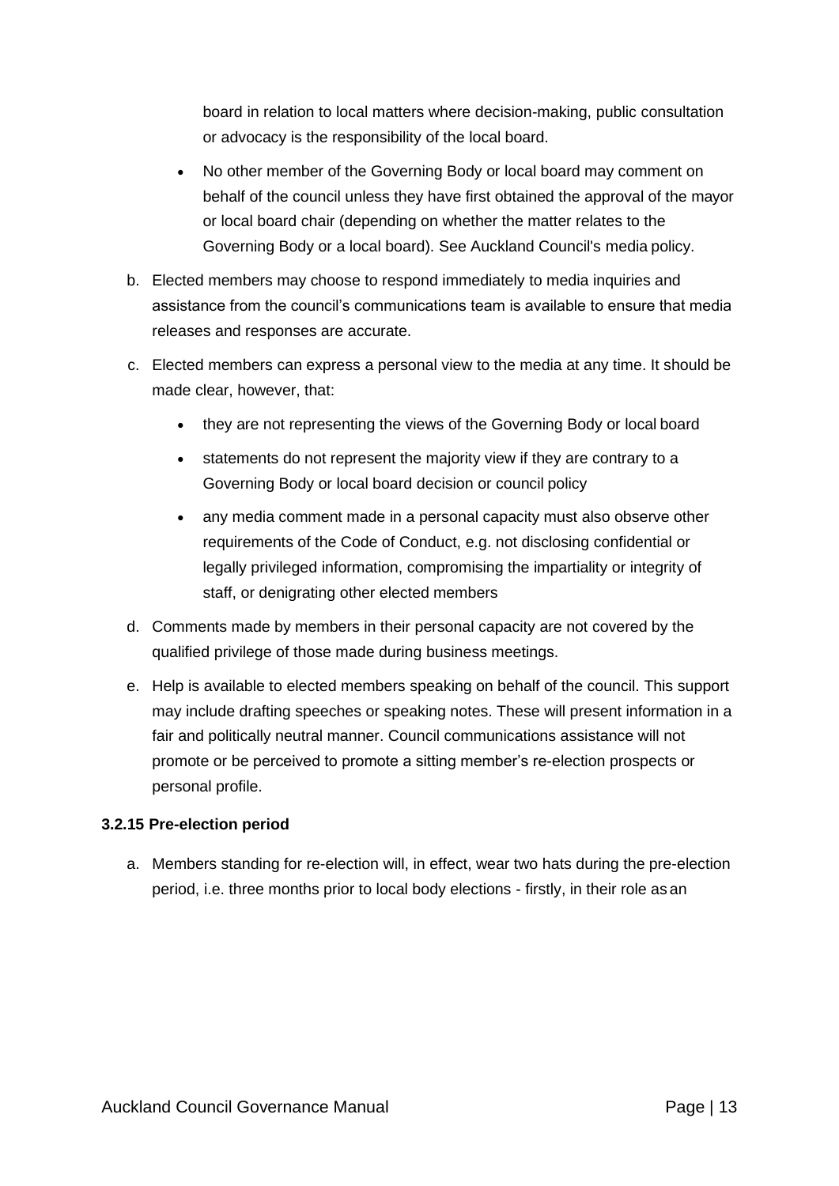board in relation to local matters where decision-making, public consultation or advocacy is the responsibility of the local board.

- No other member of the Governing Body or local board may comment on behalf of the council unless they have first obtained the approval of the mayor or local board chair (depending on whether the matter relates to the Governing Body or a local board). See Auckland Council's media policy.

b. Elected members may choose to respond immediately to media inquiries and assistance from the council's communications team is available to ensure that media releases and responses are accurate.

c. Elected members can express a personal view to the media at any time. It should be made clear, however, that:

- they are not representing the views of the Governing Body or local board
- statements do not represent the majority view if they are contrary to a Governing Body or local board decision or council policy
- any media comment made in a personal capacity must also observe other requirements of the Code of Conduct, e.g. not disclosing confidential or legally privileged information, compromising the impartiality or integrity of staff, or denigrating other elected members

d. Comments made by members in their personal capacity are not covered by the qualified privilege of those made during business meetings.

e. Help is available to elected members speaking on behalf of the council. This support may include drafting speeches or speaking notes. These will present information in a fair and politically neutral manner. Council communications assistance will not promote or be perceived to promote a sitting member's re-election prospects or personal profile.

**3.2.15 Pre-election period**

a. Members standing for re-election will, in effect, wear two hats during the pre-election period, i.e. three months prior to local body elections - firstly, in their role as an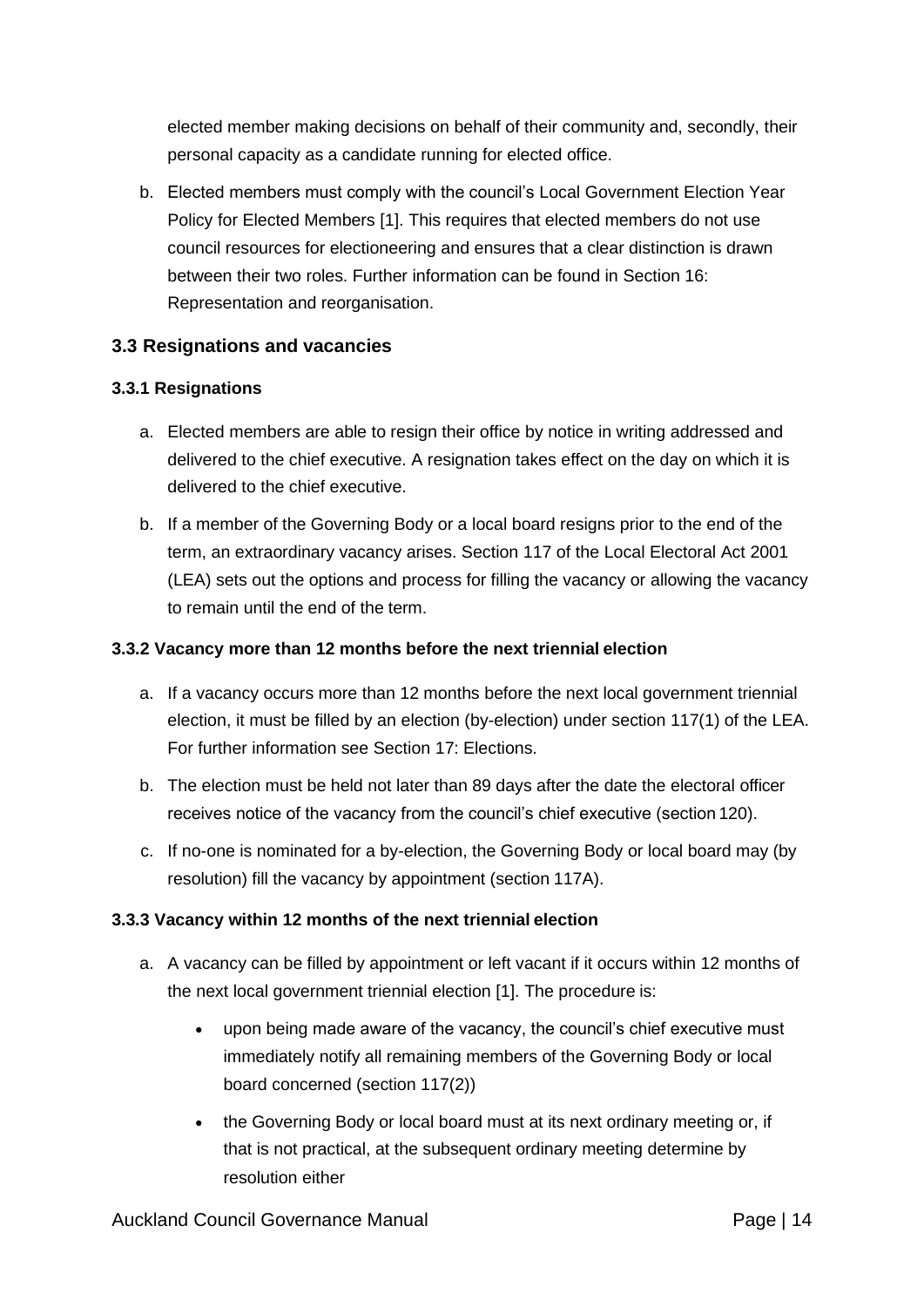elected member making decisions on behalf of their community and, secondly, their personal capacity as a candidate running for elected office.

b. Elected members must comply with the council's Local Government Election Year Policy for Elected Members [1]. This requires that elected members do not use council resources for electioneering and ensures that a clear distinction is drawn between their two roles. Further information can be found in Section 16: Representation and reorganisation.

## 3.3 Resignations and vacancies

### 3.3.1 Resignations

a. Elected members are able to resign their office by notice in writing addressed and delivered to the chief executive. A resignation takes effect on the day on which it is delivered to the chief executive.

b. If a member of the Governing Body or a local board resigns prior to the end of the term, an extraordinary vacancy arises. Section 117 of the Local Electoral Act 2001 (LEA) sets out the options and process for filling the vacancy or allowing the vacancy to remain until the end of the term.

### 3.3.2 Vacancy more than 12 months before the next triennial election

a. If a vacancy occurs more than 12 months before the next local government triennial election, it must be filled by an election (by-election) under section 117(1) of the LEA. For further information see Section 17: Elections.

b. The election must be held not later than 89 days after the date the electoral officer receives notice of the vacancy from the council's chief executive (section 120).

c. If no-one is nominated for a by-election, the Governing Body or local board may (by resolution) fill the vacancy by appointment (section 117A).

### 3.3.3 Vacancy within 12 months of the next triennial election

a. A vacancy can be filled by appointment or left vacant if it occurs within 12 months of the next local government triennial election [1]. The procedure is:

- upon being made aware of the vacancy, the council's chief executive must immediately notify all remaining members of the Governing Body or local board concerned (section 117(2))
- the Governing Body or local board must at its next ordinary meeting or, if that is not practical, at the subsequent ordinary meeting determine by resolution either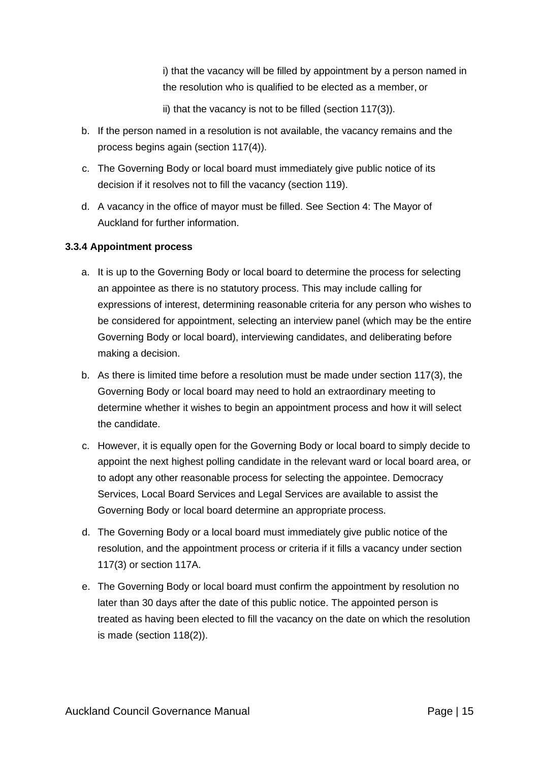i) that the vacancy will be filled by appointment by a person named in the resolution who is qualified to be elected as a member, or

ii) that the vacancy is not to be filled (section 117(3)).

b. If the person named in a resolution is not available, the vacancy remains and the process begins again (section 117(4)).

c. The Governing Body or local board must immediately give public notice of its decision if it resolves not to fill the vacancy (section 119).

d. A vacancy in the office of mayor must be filled. See Section 4: The Mayor of Auckland for further information.

**3.3.4 Appointment process**

a. It is up to the Governing Body or local board to determine the process for selecting an appointee as there is no statutory process. This may include calling for expressions of interest, determining reasonable criteria for any person who wishes to be considered for appointment, selecting an interview panel (which may be the entire Governing Body or local board), interviewing candidates, and deliberating before making a decision.

b. As there is limited time before a resolution must be made under section 117(3), the Governing Body or local board may need to hold an extraordinary meeting to determine whether it wishes to begin an appointment process and how it will select the candidate.

c. However, it is equally open for the Governing Body or local board to simply decide to appoint the next highest polling candidate in the relevant ward or local board area, or to adopt any other reasonable process for selecting the appointee. Democracy Services, Local Board Services and Legal Services are available to assist the Governing Body or local board determine an appropriate process.

d. The Governing Body or a local board must immediately give public notice of the resolution, and the appointment process or criteria if it fills a vacancy under section 117(3) or section 117A.

e. The Governing Body or local board must confirm the appointment by resolution no later than 30 days after the date of this public notice. The appointed person is treated as having been elected to fill the vacancy on the date on which the resolution is made (section 118(2)).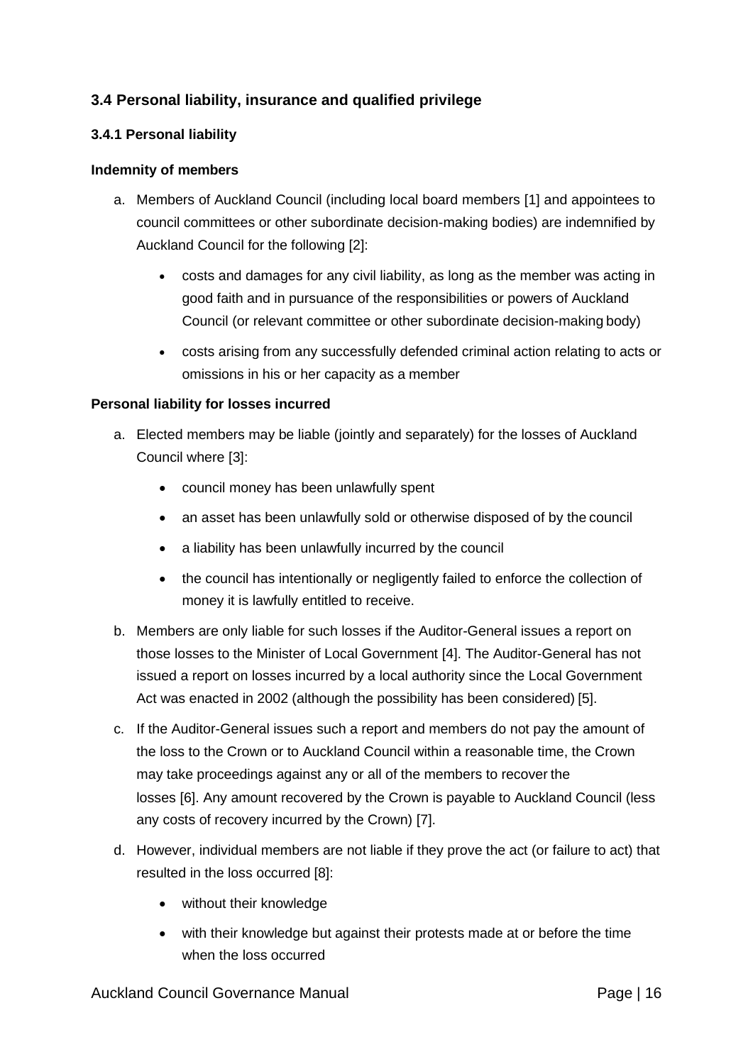## 3.4 Personal liability, insurance and qualified privilege

### 3.4.1 Personal liability

**Indemnity of members**

a. Members of Auckland Council (including local board members [1] and appointees to council committees or other subordinate decision-making bodies) are indemnified by Auckland Council for the following [2]:

  - costs and damages for any civil liability, as long as the member was acting in good faith and in pursuance of the responsibilities or powers of Auckland Council (or relevant committee or other subordinate decision-making body)
  - costs arising from any successfully defended criminal action relating to acts or omissions in his or her capacity as a member

**Personal liability for losses incurred**

a. Elected members may be liable (jointly and separately) for the losses of Auckland Council where [3]:

  - council money has been unlawfully spent
  - an asset has been unlawfully sold or otherwise disposed of by the council
  - a liability has been unlawfully incurred by the council
  - the council has intentionally or negligently failed to enforce the collection of money it is lawfully entitled to receive.

b. Members are only liable for such losses if the Auditor-General issues a report on those losses to the Minister of Local Government [4]. The Auditor-General has not issued a report on losses incurred by a local authority since the Local Government Act was enacted in 2002 (although the possibility has been considered) [5].

c. If the Auditor-General issues such a report and members do not pay the amount of the loss to the Crown or to Auckland Council within a reasonable time, the Crown may take proceedings against any or all of the members to recover the losses [6]. Any amount recovered by the Crown is payable to Auckland Council (less any costs of recovery incurred by the Crown) [7].

d. However, individual members are not liable if they prove the act (or failure to act) that resulted in the loss occurred [8]:

  - without their knowledge
  - with their knowledge but against their protests made at or before the time when the loss occurred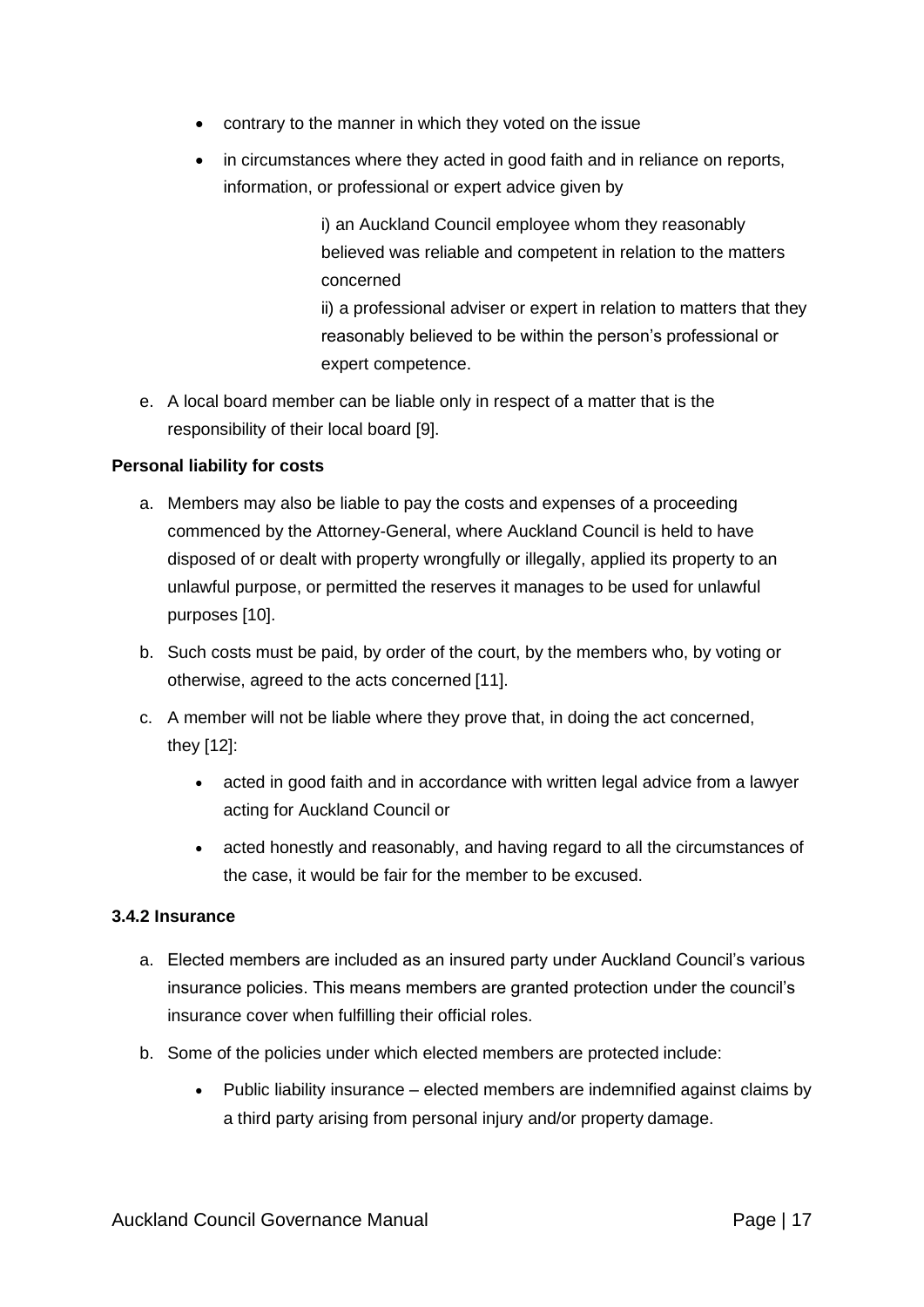- contrary to the manner in which they voted on the issue
- in circumstances where they acted in good faith and in reliance on reports, information, or professional or expert advice given by

  i) an Auckland Council employee whom they reasonably believed was reliable and competent in relation to the matters concerned

  ii) a professional adviser or expert in relation to matters that they reasonably believed to be within the person's professional or expert competence.

e. A local board member can be liable only in respect of a matter that is the responsibility of their local board [9].

**Personal liability for costs**

a. Members may also be liable to pay the costs and expenses of a proceeding commenced by the Attorney-General, where Auckland Council is held to have disposed of or dealt with property wrongfully or illegally, applied its property to an unlawful purpose, or permitted the reserves it manages to be used for unlawful purposes [10].

b. Such costs must be paid, by order of the court, by the members who, by voting or otherwise, agreed to the acts concerned [11].

c. A member will not be liable where they prove that, in doing the act concerned, they [12]:

   - acted in good faith and in accordance with written legal advice from a lawyer acting for Auckland Council or
   - acted honestly and reasonably, and having regard to all the circumstances of the case, it would be fair for the member to be excused.

**3.4.2 Insurance**

a. Elected members are included as an insured party under Auckland Council's various insurance policies. This means members are granted protection under the council's insurance cover when fulfilling their official roles.

b. Some of the policies under which elected members are protected include:

   - Public liability insurance – elected members are indemnified against claims by a third party arising from personal injury and/or property damage.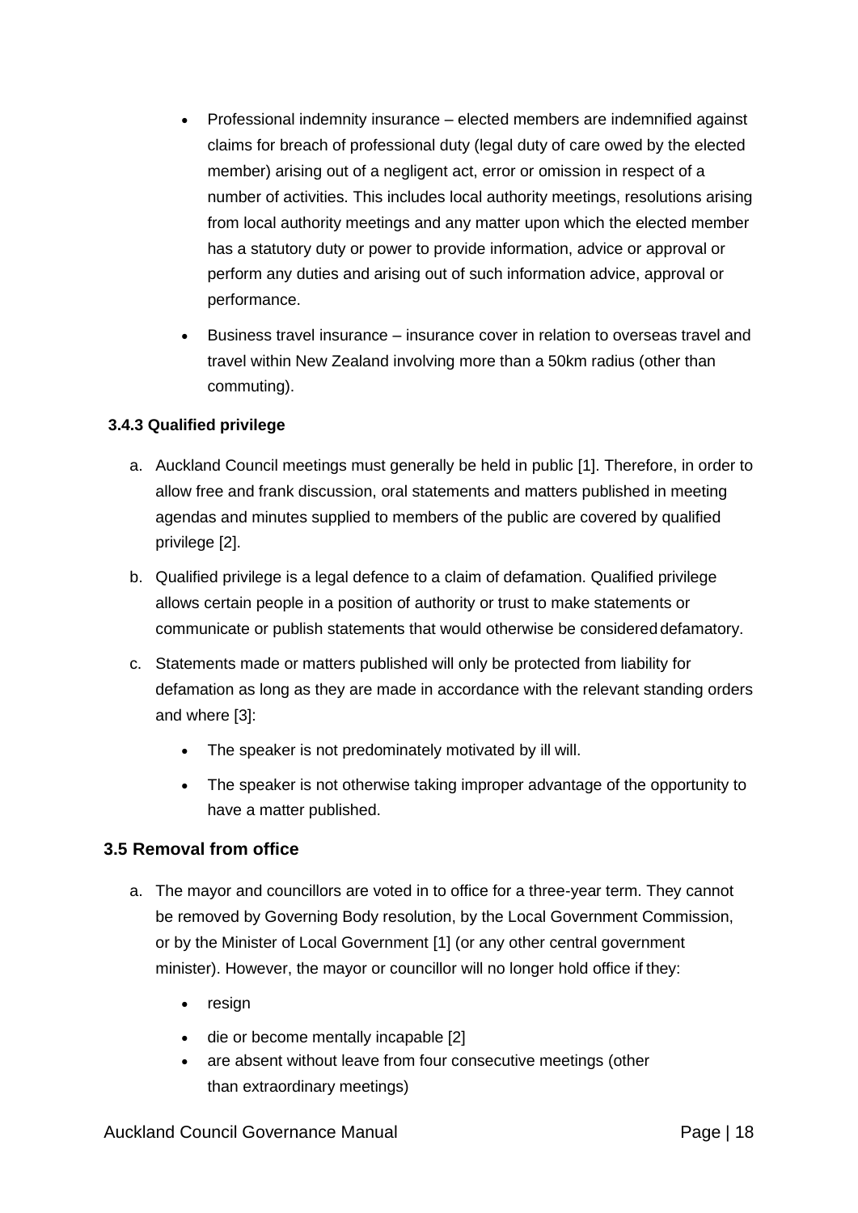- Professional indemnity insurance – elected members are indemnified against claims for breach of professional duty (legal duty of care owed by the elected member) arising out of a negligent act, error or omission in respect of a number of activities. This includes local authority meetings, resolutions arising from local authority meetings and any matter upon which the elected member has a statutory duty or power to provide information, advice or approval or perform any duties and arising out of such information advice, approval or performance.
- Business travel insurance – insurance cover in relation to overseas travel and travel within New Zealand involving more than a 50km radius (other than commuting).

#### 3.4.3 Qualified privilege

a. Auckland Council meetings must generally be held in public [1]. Therefore, in order to allow free and frank discussion, oral statements and matters published in meeting agendas and minutes supplied to members of the public are covered by qualified privilege [2].

b. Qualified privilege is a legal defence to a claim of defamation. Qualified privilege allows certain people in a position of authority or trust to make statements or communicate or publish statements that would otherwise be considered defamatory.

c. Statements made or matters published will only be protected from liability for defamation as long as they are made in accordance with the relevant standing orders and where [3]:

   - The speaker is not predominately motivated by ill will.
   - The speaker is not otherwise taking improper advantage of the opportunity to have a matter published.

### 3.5 Removal from office

a. The mayor and councillors are voted in to office for a three-year term. They cannot be removed by Governing Body resolution, by the Local Government Commission, or by the Minister of Local Government [1] (or any other central government minister). However, the mayor or councillor will no longer hold office if they:

   - resign
   - die or become mentally incapable [2]
   - are absent without leave from four consecutive meetings (other than extraordinary meetings)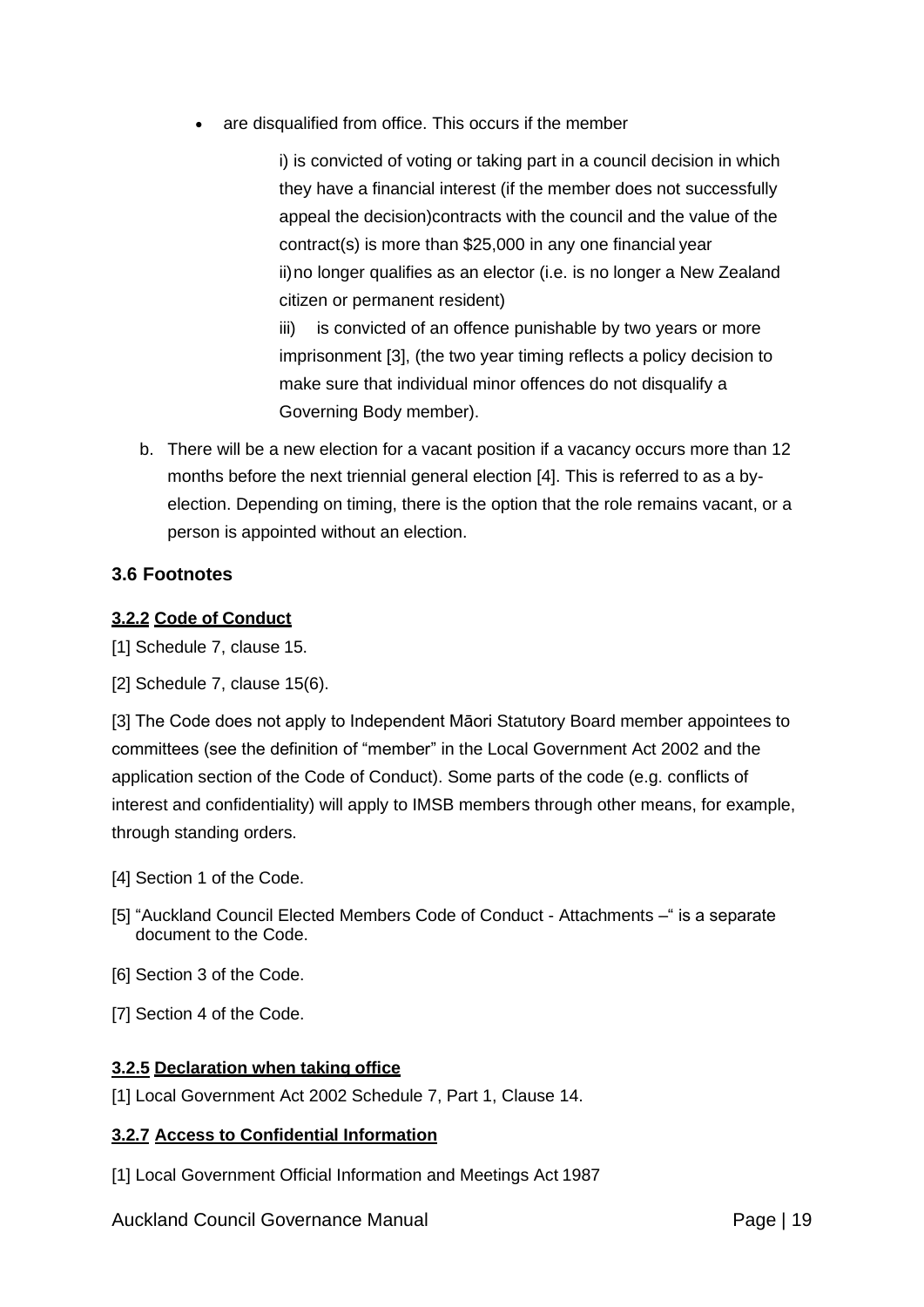- are disqualified from office. This occurs if the member

  i) is convicted of voting or taking part in a council decision in which they have a financial interest (if the member does not successfully appeal the decision)contracts with the council and the value of the contract(s) is more than $25,000 in any one financial year
  ii) no longer qualifies as an elector (i.e. is no longer a New Zealand citizen or permanent resident)
  iii) is convicted of an offence punishable by two years or more imprisonment [3], (the two year timing reflects a policy decision to make sure that individual minor offences do not disqualify a Governing Body member).

b. There will be a new election for a vacant position if a vacancy occurs more than 12 months before the next triennial general election [4]. This is referred to as a by-election. Depending on timing, there is the option that the role remains vacant, or a person is appointed without an election.

### 3.6 Footnotes

#### 3.2.2 Code of Conduct

[1] Schedule 7, clause 15.

[2] Schedule 7, clause 15(6).

[3] The Code does not apply to Independent Māori Statutory Board member appointees to committees (see the definition of "member" in the Local Government Act 2002 and the application section of the Code of Conduct). Some parts of the code (e.g. conflicts of interest and confidentiality) will apply to IMSB members through other means, for example, through standing orders.

[4] Section 1 of the Code.

[5] "Auckland Council Elected Members Code of Conduct - Attachments –" is a separate document to the Code.

[6] Section 3 of the Code.

[7] Section 4 of the Code.

#### 3.2.5 Declaration when taking office

[1] Local Government Act 2002 Schedule 7, Part 1, Clause 14.

#### 3.2.7 Access to Confidential Information

[1] Local Government Official Information and Meetings Act 1987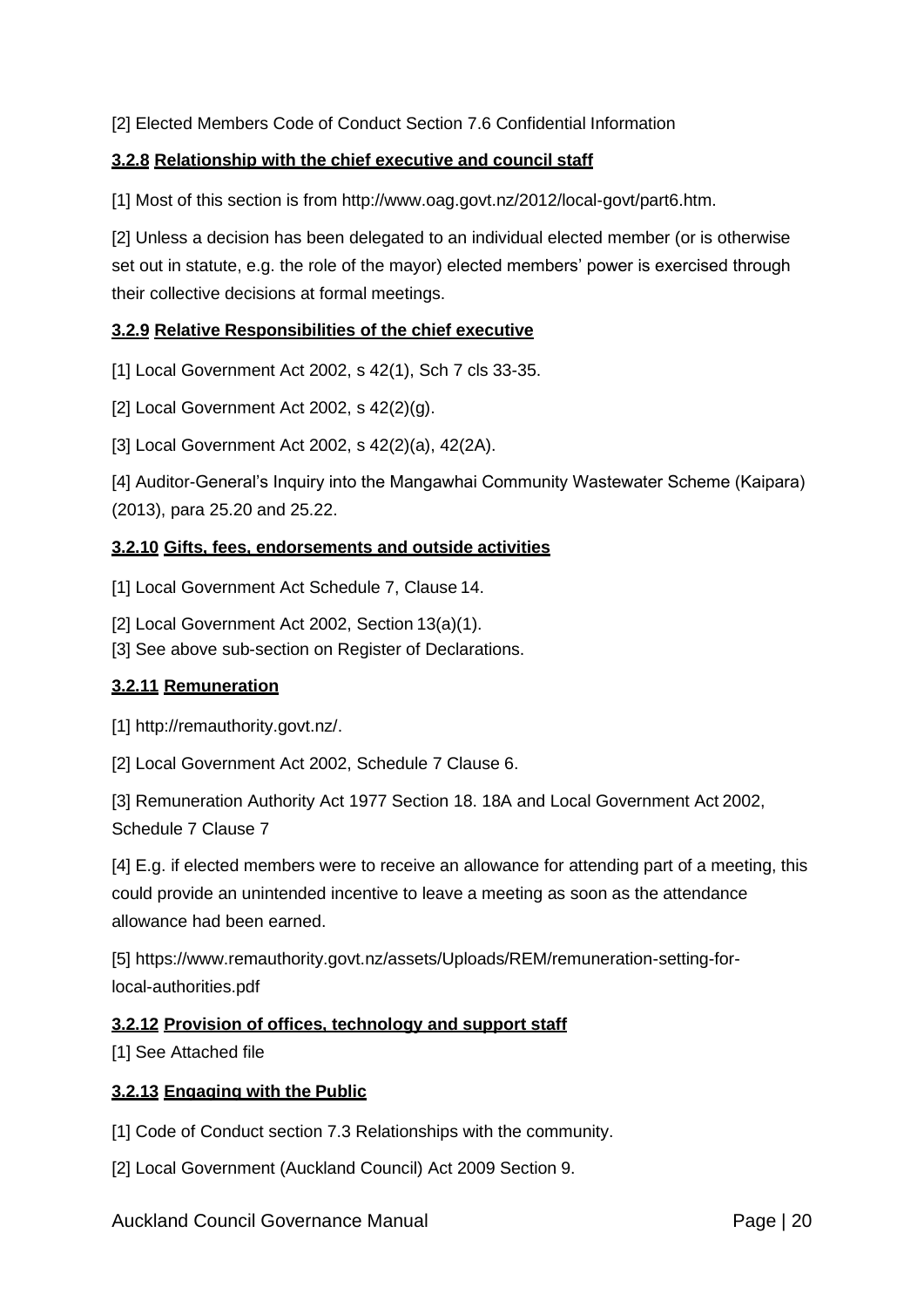[2] Elected Members Code of Conduct Section 7.6 Confidential Information

### **3.2.8 Relationship with the chief executive and council staff**

[1] Most of this section is from http://www.oag.govt.nz/2012/local-govt/part6.htm.

[2] Unless a decision has been delegated to an individual elected member (or is otherwise set out in statute, e.g. the role of the mayor) elected members' power is exercised through their collective decisions at formal meetings.

### **3.2.9 Relative Responsibilities of the chief executive**

[1] Local Government Act 2002, s 42(1), Sch 7 cls 33-35.

[2] Local Government Act 2002, s 42(2)(g).

[3] Local Government Act 2002, s 42(2)(a), 42(2A).

[4] Auditor-General's Inquiry into the Mangawhai Community Wastewater Scheme (Kaipara) (2013), para 25.20 and 25.22.

### **3.2.10 Gifts, fees, endorsements and outside activities**

[1] Local Government Act Schedule 7, Clause 14.

[2] Local Government Act 2002, Section 13(a)(1).

[3] See above sub-section on Register of Declarations.

### **3.2.11 Remuneration**

[1] http://remauthority.govt.nz/.

[2] Local Government Act 2002, Schedule 7 Clause 6.

[3] Remuneration Authority Act 1977 Section 18. 18A and Local Government Act 2002, Schedule 7 Clause 7

[4] E.g. if elected members were to receive an allowance for attending part of a meeting, this could provide an unintended incentive to leave a meeting as soon as the attendance allowance had been earned.

[5] https://www.remauthority.govt.nz/assets/Uploads/REM/remuneration-setting-for-local-authorities.pdf

### **3.2.12 Provision of offices, technology and support staff**

[1] See Attached file

### **3.2.13 Engaging with the Public**

[1] Code of Conduct section 7.3 Relationships with the community.

[2] Local Government (Auckland Council) Act 2009 Section 9.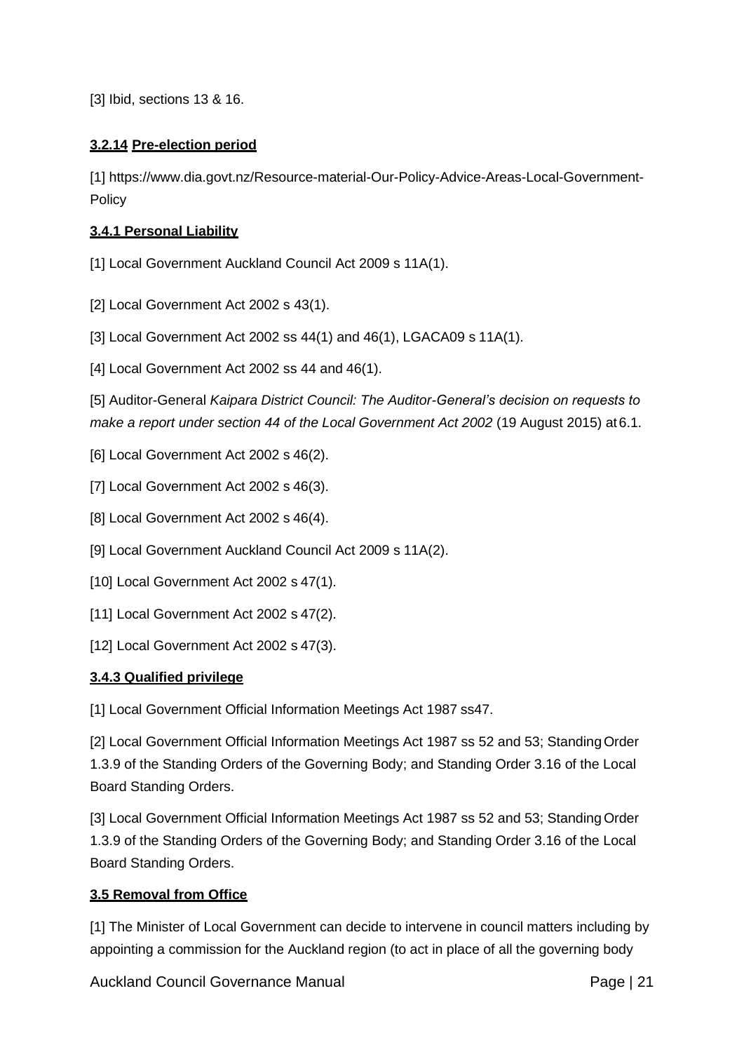[3] Ibid, sections 13 & 16.

**3.2.14 Pre-election period**

[1] https://www.dia.govt.nz/Resource-material-Our-Policy-Advice-Areas-Local-Government-Policy

**3.4.1 Personal Liability**

[1] Local Government Auckland Council Act 2009 s 11A(1).

[2] Local Government Act 2002 s 43(1).

[3] Local Government Act 2002 ss 44(1) and 46(1), LGACA09 s 11A(1).

[4] Local Government Act 2002 ss 44 and 46(1).

[5] Auditor-General *Kaipara District Council: The Auditor-General's decision on requests to make a report under section 44 of the Local Government Act 2002* (19 August 2015) at 6.1.

[6] Local Government Act 2002 s 46(2).

[7] Local Government Act 2002 s 46(3).

[8] Local Government Act 2002 s 46(4).

[9] Local Government Auckland Council Act 2009 s 11A(2).

[10] Local Government Act 2002 s 47(1).

[11] Local Government Act 2002 s 47(2).

[12] Local Government Act 2002 s 47(3).

**3.4.3 Qualified privilege**

[1] Local Government Official Information Meetings Act 1987 ss47.

[2] Local Government Official Information Meetings Act 1987 ss 52 and 53; Standing Order 1.3.9 of the Standing Orders of the Governing Body; and Standing Order 3.16 of the Local Board Standing Orders.

[3] Local Government Official Information Meetings Act 1987 ss 52 and 53; Standing Order 1.3.9 of the Standing Orders of the Governing Body; and Standing Order 3.16 of the Local Board Standing Orders.

**3.5 Removal from Office**

[1] The Minister of Local Government can decide to intervene in council matters including by appointing a commission for the Auckland region (to act in place of all the governing body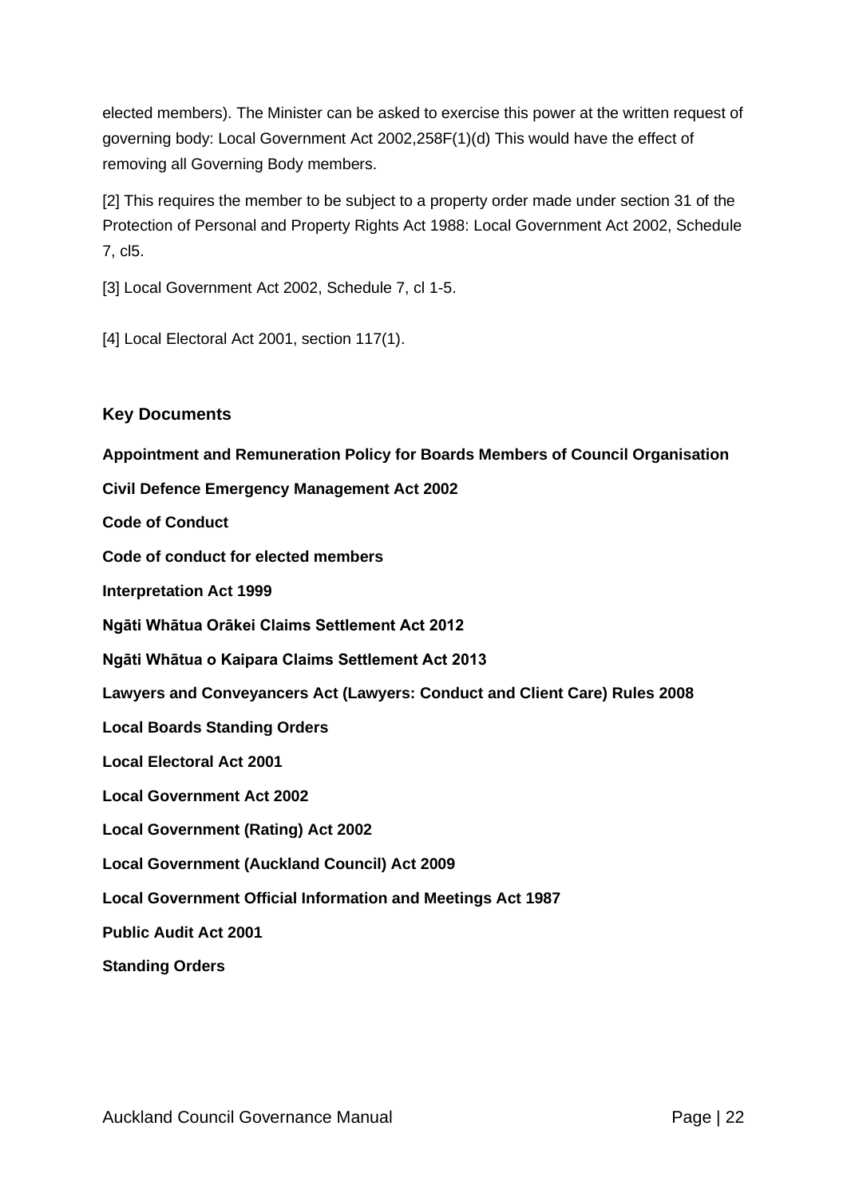elected members). The Minister can be asked to exercise this power at the written request of governing body: Local Government Act 2002,258F(1)(d) This would have the effect of removing all Governing Body members.

[2] This requires the member to be subject to a property order made under section 31 of the Protection of Personal and Property Rights Act 1988: Local Government Act 2002, Schedule 7, cl5.

[3] Local Government Act 2002, Schedule 7, cl 1-5.

[4] Local Electoral Act 2001, section 117(1).

## Key Documents

**Appointment and Remuneration Policy for Boards Members of Council Organisation**

**Civil Defence Emergency Management Act 2002**

**Code of Conduct**

**Code of conduct for elected members**

**Interpretation Act 1999**

**Ngāti Whātua Orākei Claims Settlement Act 2012**

**Ngāti Whātua o Kaipara Claims Settlement Act 2013**

**Lawyers and Conveyancers Act (Lawyers: Conduct and Client Care) Rules 2008**

**Local Boards Standing Orders**

**Local Electoral Act 2001**

**Local Government Act 2002**

**Local Government (Rating) Act 2002**

**Local Government (Auckland Council) Act 2009**

**Local Government Official Information and Meetings Act 1987**

**Public Audit Act 2001**

**Standing Orders**